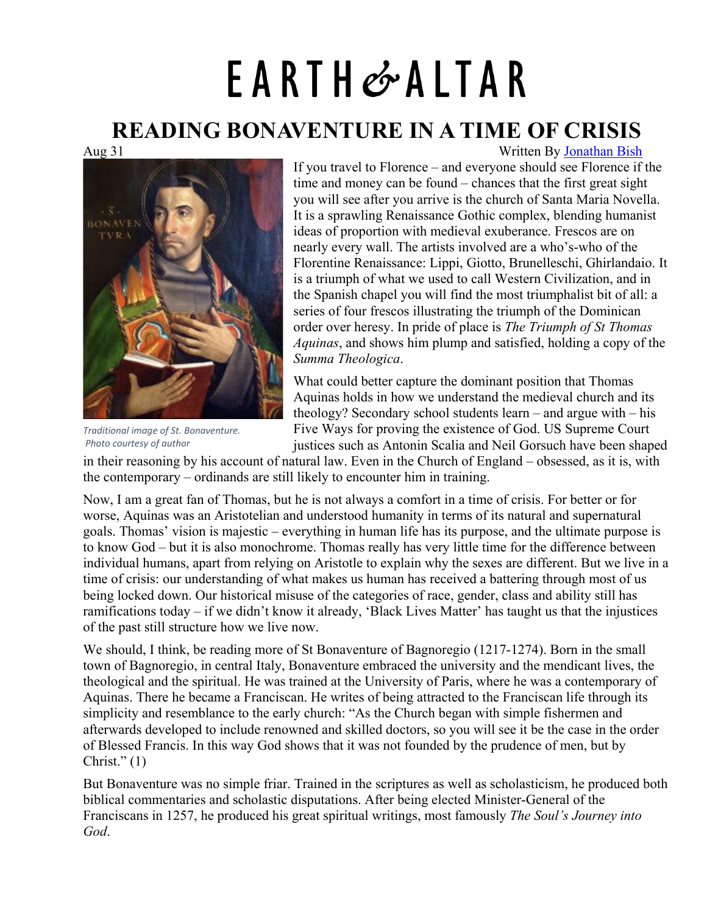# EARTH & ALTAR

## READING BONAVENTURE IN A TIME OF CRISIS

Aug 31

Written By Jonathan Bish

Traditional image of St. Bonaventure. Photo courtesy of author

If you travel to Florence – and everyone should see Florence if the time and money can be found – chances that the first great sight you will see after you arrive is the church of Santa Maria Novella. It is a sprawling Renaissance Gothic complex, blending humanist ideas of proportion with medieval exuberance. Frescos are on nearly every wall. The artists involved are a who's-who of the Florentine Renaissance: Lippi, Giotto, Brunelleschi, Ghirlandaio. It is a triumph of what we used to call Western Civilization, and in the Spanish chapel you will find the most triumphalist bit of all: a series of four frescos illustrating the triumph of the Dominican order over heresy. In pride of place is *The Triumph of St Thomas Aquinas*, and shows him plump and satisfied, holding a copy of the *Summa Theologica*.

What could better capture the dominant position that Thomas Aquinas holds in how we understand the medieval church and its theology? Secondary school students learn – and argue with – his Five Ways for proving the existence of God. US Supreme Court justices such as Antonin Scalia and Neil Gorsuch have been shaped in their reasoning by his account of natural law. Even in the Church of England – obsessed, as it is, with the contemporary – ordinands are still likely to encounter him in training.

Now, I am a great fan of Thomas, but he is not always a comfort in a time of crisis. For better or for worse, Aquinas was an Aristotelian and understood humanity in terms of its natural and supernatural goals. Thomas' vision is majestic – everything in human life has its purpose, and the ultimate purpose is to know God – but it is also monochrome. Thomas really has very little time for the difference between individual humans, apart from relying on Aristotle to explain why the sexes are different. But we live in a time of crisis: our understanding of what makes us human has received a battering through most of us being locked down. Our historical misuse of the categories of race, gender, class and ability still has ramifications today – if we didn't know it already, 'Black Lives Matter' has taught us that the injustices of the past still structure how we live now.

We should, I think, be reading more of St Bonaventure of Bagnoregio (1217-1274). Born in the small town of Bagnoregio, in central Italy, Bonaventure embraced the university and the mendicant lives, the theological and the spiritual. He was trained at the University of Paris, where he was a contemporary of Aquinas. There he became a Franciscan. He writes of being attracted to the Franciscan life through its simplicity and resemblance to the early church: "As the Church began with simple fishermen and afterwards developed to include renowned and skilled doctors, so you will see it be the case in the order of Blessed Francis. In this way God shows that it was not founded by the prudence of men, but by Christ." (1)

But Bonaventure was no simple friar. Trained in the scriptures as well as scholasticism, he produced both biblical commentaries and scholastic disputations. After being elected Minister-General of the Franciscans in 1257, he produced his great spiritual writings, most famously *The Soul's Journey into God*.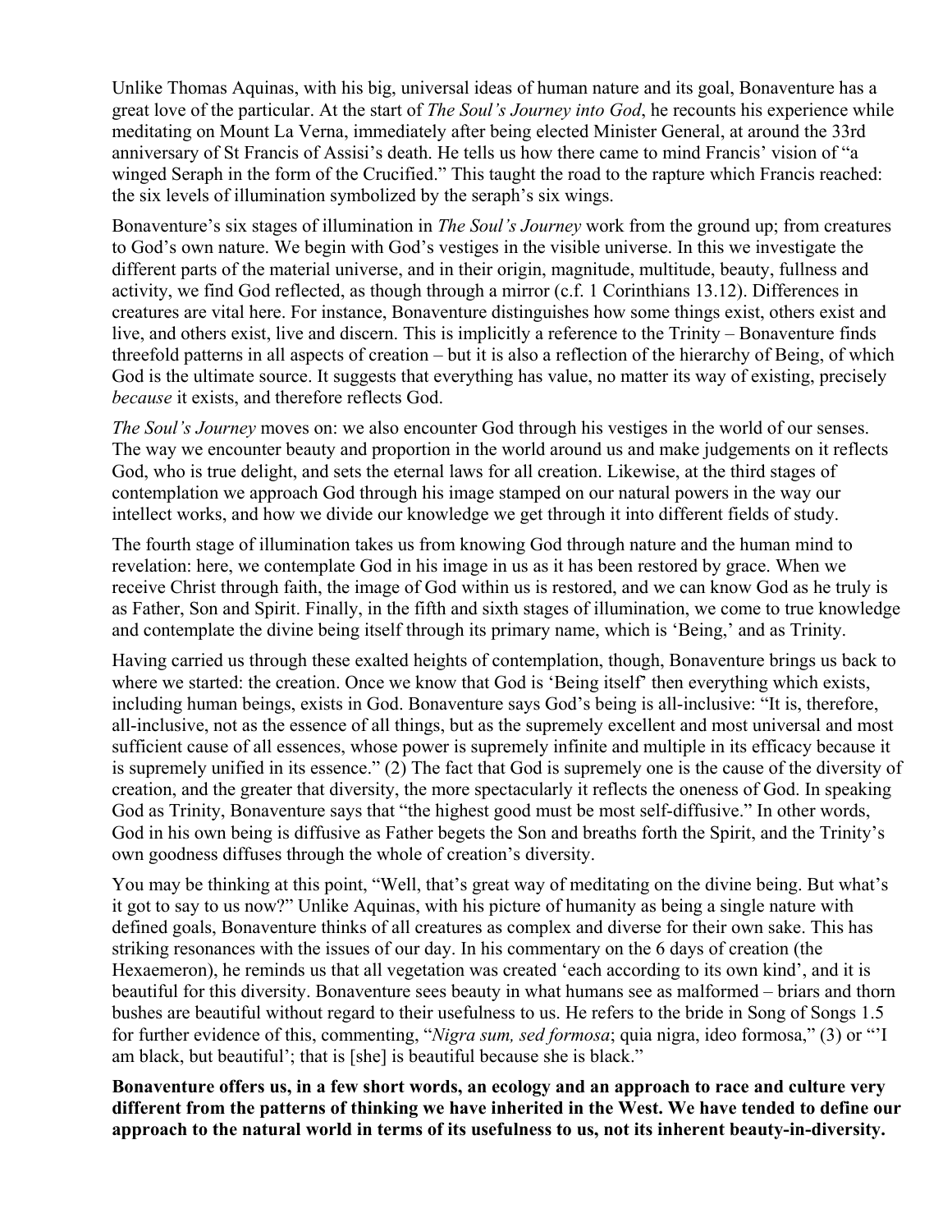Unlike Thomas Aquinas, with his big, universal ideas of human nature and its goal, Bonaventure has a great love of the particular. At the start of *The Soul's Journey into God*, he recounts his experience while meditating on Mount La Verna, immediately after being elected Minister General, at around the 33rd anniversary of St Francis of Assisi's death. He tells us how there came to mind Francis' vision of "a winged Seraph in the form of the Crucified." This taught the road to the rapture which Francis reached: the six levels of illumination symbolized by the seraph's six wings.

Bonaventure's six stages of illumination in *The Soul's Journey* work from the ground up; from creatures to God's own nature. We begin with God's vestiges in the visible universe. In this we investigate the different parts of the material universe, and in their origin, magnitude, multitude, beauty, fullness and activity, we find God reflected, as though through a mirror (c.f. 1 Corinthians 13.12). Differences in creatures are vital here. For instance, Bonaventure distinguishes how some things exist, others exist and live, and others exist, live and discern. This is implicitly a reference to the Trinity – Bonaventure finds threefold patterns in all aspects of creation – but it is also a reflection of the hierarchy of Being, of which God is the ultimate source. It suggests that everything has value, no matter its way of existing, precisely *because* it exists, and therefore reflects God.

*The Soul's Journey* moves on: we also encounter God through his vestiges in the world of our senses. The way we encounter beauty and proportion in the world around us and make judgements on it reflects God, who is true delight, and sets the eternal laws for all creation. Likewise, at the third stages of contemplation we approach God through his image stamped on our natural powers in the way our intellect works, and how we divide our knowledge we get through it into different fields of study.

The fourth stage of illumination takes us from knowing God through nature and the human mind to revelation: here, we contemplate God in his image in us as it has been restored by grace. When we receive Christ through faith, the image of God within us is restored, and we can know God as he truly is as Father, Son and Spirit. Finally, in the fifth and sixth stages of illumination, we come to true knowledge and contemplate the divine being itself through its primary name, which is 'Being,' and as Trinity.

Having carried us through these exalted heights of contemplation, though, Bonaventure brings us back to where we started: the creation. Once we know that God is 'Being itself' then everything which exists, including human beings, exists in God. Bonaventure says God's being is all-inclusive: "It is, therefore, all-inclusive, not as the essence of all things, but as the supremely excellent and most universal and most sufficient cause of all essences, whose power is supremely infinite and multiple in its efficacy because it is supremely unified in its essence." (2) The fact that God is supremely one is the cause of the diversity of creation, and the greater that diversity, the more spectacularly it reflects the oneness of God. In speaking God as Trinity, Bonaventure says that "the highest good must be most self-diffusive." In other words, God in his own being is diffusive as Father begets the Son and breaths forth the Spirit, and the Trinity's own goodness diffuses through the whole of creation's diversity.

You may be thinking at this point, "Well, that's great way of meditating on the divine being. But what's it got to say to us now?" Unlike Aquinas, with his picture of humanity as being a single nature with defined goals, Bonaventure thinks of all creatures as complex and diverse for their own sake. This has striking resonances with the issues of our day. In his commentary on the 6 days of creation (the Hexaemeron), he reminds us that all vegetation was created 'each according to its own kind', and it is beautiful for this diversity. Bonaventure sees beauty in what humans see as malformed – briars and thorn bushes are beautiful without regard to their usefulness to us. He refers to the bride in Song of Songs 1.5 for further evidence of this, commenting, "*Nigra sum, sed formosa*; quia nigra, ideo formosa," (3) or "'I am black, but beautiful'; that is [she] is beautiful because she is black."

**Bonaventure offers us, in a few short words, an ecology and an approach to race and culture very different from the patterns of thinking we have inherited in the West. We have tended to define our approach to the natural world in terms of its usefulness to us, not its inherent beauty-in-diversity.**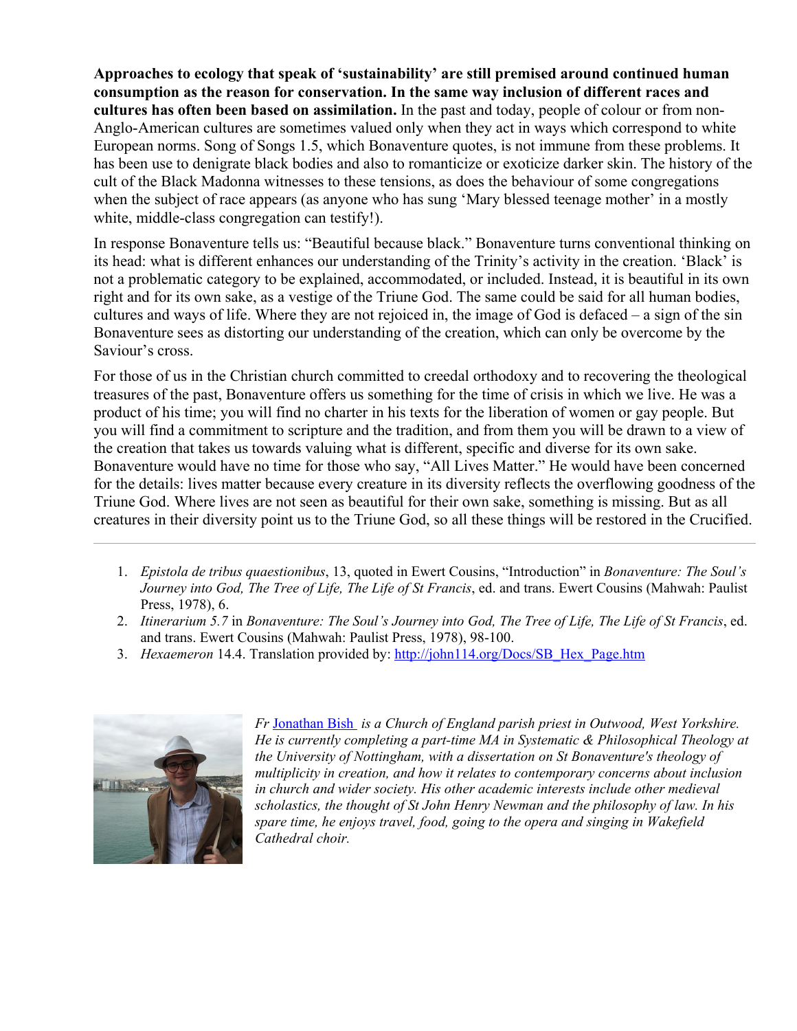**Approaches to ecology that speak of 'sustainability' are still premised around continued human consumption as the reason for conservation. In the same way inclusion of different races and cultures has often been based on assimilation.** In the past and today, people of colour or from non-Anglo-American cultures are sometimes valued only when they act in ways which correspond to white European norms. Song of Songs 1.5, which Bonaventure quotes, is not immune from these problems. It has been use to denigrate black bodies and also to romanticize or exoticize darker skin. The history of the cult of the Black Madonna witnesses to these tensions, as does the behaviour of some congregations when the subject of race appears (as anyone who has sung 'Mary blessed teenage mother' in a mostly white, middle-class congregation can testify!).

In response Bonaventure tells us: "Beautiful because black." Bonaventure turns conventional thinking on its head: what is different enhances our understanding of the Trinity's activity in the creation. 'Black' is not a problematic category to be explained, accommodated, or included. Instead, it is beautiful in its own right and for its own sake, as a vestige of the Triune God. The same could be said for all human bodies, cultures and ways of life. Where they are not rejoiced in, the image of God is defaced – a sign of the sin Bonaventure sees as distorting our understanding of the creation, which can only be overcome by the Saviour's cross.

For those of us in the Christian church committed to creedal orthodoxy and to recovering the theological treasures of the past, Bonaventure offers us something for the time of crisis in which we live. He was a product of his time; you will find no charter in his texts for the liberation of women or gay people. But you will find a commitment to scripture and the tradition, and from them you will be drawn to a view of the creation that takes us towards valuing what is different, specific and diverse for its own sake. Bonaventure would have no time for those who say, "All Lives Matter." He would have been concerned for the details: lives matter because every creature in its diversity reflects the overflowing goodness of the Triune God. Where lives are not seen as beautiful for their own sake, something is missing. But as all creatures in their diversity point us to the Triune God, so all these things will be restored in the Crucified.

---

1. *Epistola de tribus quaestionibus*, 13, quoted in Ewert Cousins, "Introduction" in *Bonaventure: The Soul's Journey into God, The Tree of Life, The Life of St Francis*, ed. and trans. Ewert Cousins (Mahwah: Paulist Press, 1978), 6.
2. *Itinerarium 5.7* in *Bonaventure: The Soul's Journey into God, The Tree of Life, The Life of St Francis*, ed. and trans. Ewert Cousins (Mahwah: Paulist Press, 1978), 98-100.
3. *Hexaemeron* 14.4. Translation provided by: [http://john114.org/Docs/SB_Hex_Page.htm](http://john114.org/Docs/SB_Hex_Page.htm)

*Fr [Jonathan Bish](#) is a Church of England parish priest in Outwood, West Yorkshire. He is currently completing a part-time MA in Systematic & Philosophical Theology at the University of Nottingham, with a dissertation on St Bonaventure's theology of multiplicity in creation, and how it relates to contemporary concerns about inclusion in church and wider society. His other academic interests include other medieval scholastics, the thought of St John Henry Newman and the philosophy of law. In his spare time, he enjoys travel, food, going to the opera and singing in Wakefield Cathedral choir.*